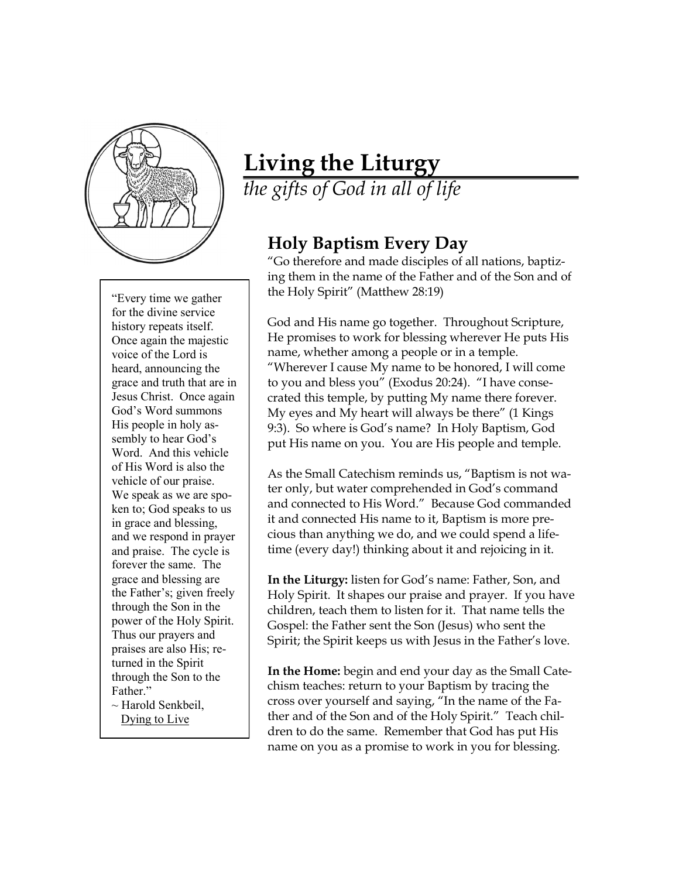# Living the Liturgy

*the gifts of God in all of life*

## Holy Baptism Every Day

"Go therefore and made disciples of all nations, baptizing them in the name of the Father and of the Son and of the Holy Spirit" (Matthew 28:19)

God and His name go together. Throughout Scripture, He promises to work for blessing wherever He puts His name, whether among a people or in a temple. "Wherever I cause My name to be honored, I will come to you and bless you" (Exodus 20:24). "I have consecrated this temple, by putting My name there forever. My eyes and My heart will always be there" (1 Kings 9:3). So where is God's name? In Holy Baptism, God put His name on you. You are His people and temple.

As the Small Catechism reminds us, "Baptism is not water only, but water comprehended in God's command and connected to His Word." Because God commanded it and connected His name to it, Baptism is more precious than anything we do, and we could spend a lifetime (every day!) thinking about it and rejoicing in it.

**In the Liturgy:** listen for God's name: Father, Son, and Holy Spirit. It shapes our praise and prayer. If you have children, teach them to listen for it. That name tells the Gospel: the Father sent the Son (Jesus) who sent the Spirit; the Spirit keeps us with Jesus in the Father's love.

**In the Home:** begin and end your day as the Small Catechism teaches: return to your Baptism by tracing the cross over yourself and saying, "In the name of the Father and of the Son and of the Holy Spirit." Teach children to do the same. Remember that God has put His name on you as a promise to work in you for blessing.

> "Every time we gather for the divine service history repeats itself. Once again the majestic voice of the Lord is heard, announcing the grace and truth that are in Jesus Christ. Once again God's Word summons His people in holy assembly to hear God's Word. And this vehicle of His Word is also the vehicle of our praise. We speak as we are spoken to; God speaks to us in grace and blessing, and we respond in prayer and praise. The cycle is forever the same. The grace and blessing are the Father's; given freely through the Son in the power of the Holy Spirit. Thus our prayers and praises are also His; returned in the Spirit through the Son to the Father."
>
> ~ Harold Senkbeil, Dying to Live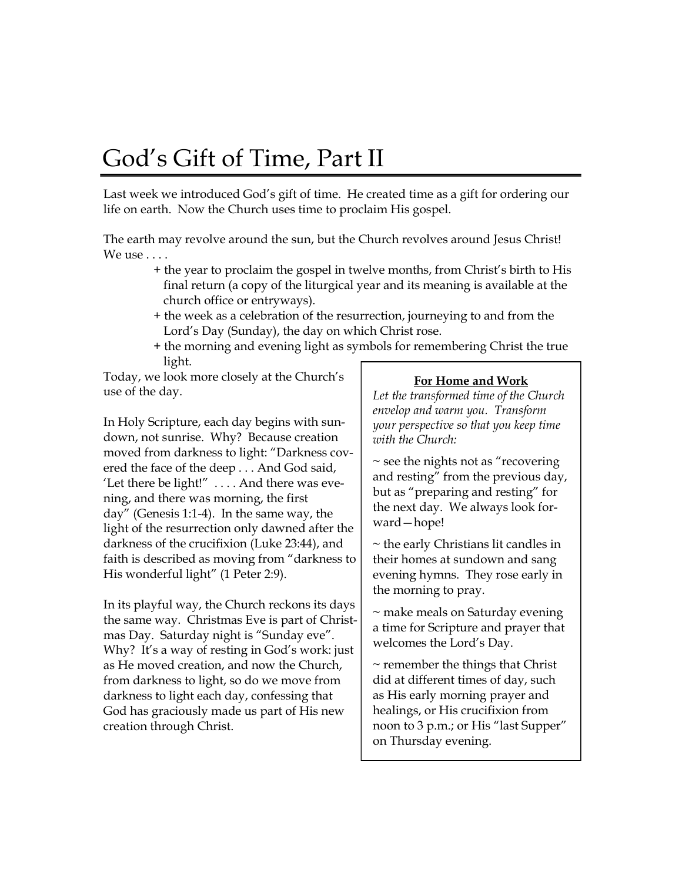# God's Gift of Time, Part II

Last week we introduced God's gift of time. He created time as a gift for ordering our life on earth. Now the Church uses time to proclaim His gospel.

The earth may revolve around the sun, but the Church revolves around Jesus Christ! We use . . . .

+ the year to proclaim the gospel in twelve months, from Christ's birth to His final return (a copy of the liturgical year and its meaning is available at the church office or entryways).
+ the week as a celebration of the resurrection, journeying to and from the Lord's Day (Sunday), the day on which Christ rose.
+ the morning and evening light as symbols for remembering Christ the true light.

Today, we look more closely at the Church's use of the day.

In Holy Scripture, each day begins with sundown, not sunrise. Why? Because creation moved from darkness to light: "Darkness covered the face of the deep . . . And God said, 'Let there be light!" . . . . And there was evening, and there was morning, the first day" (Genesis 1:1-4). In the same way, the light of the resurrection only dawned after the darkness of the crucifixion (Luke 23:44), and faith is described as moving from "darkness to His wonderful light" (1 Peter 2:9).

In its playful way, the Church reckons its days the same way. Christmas Eve is part of Christmas Day. Saturday night is "Sunday eve". Why? It's a way of resting in God's work: just as He moved creation, and now the Church, from darkness to light, so do we move from darkness to light each day, confessing that God has graciously made us part of His new creation through Christ.

**For Home and Work**

*Let the transformed time of the Church envelop and warm you. Transform your perspective so that you keep time with the Church:*

~ see the nights not as "recovering and resting" from the previous day, but as "preparing and resting" for the next day. We always look forward—hope!

~ the early Christians lit candles in their homes at sundown and sang evening hymns. They rose early in the morning to pray.

~ make meals on Saturday evening a time for Scripture and prayer that welcomes the Lord's Day.

~ remember the things that Christ did at different times of day, such as His early morning prayer and healings, or His crucifixion from noon to 3 p.m.; or His "last Supper" on Thursday evening.